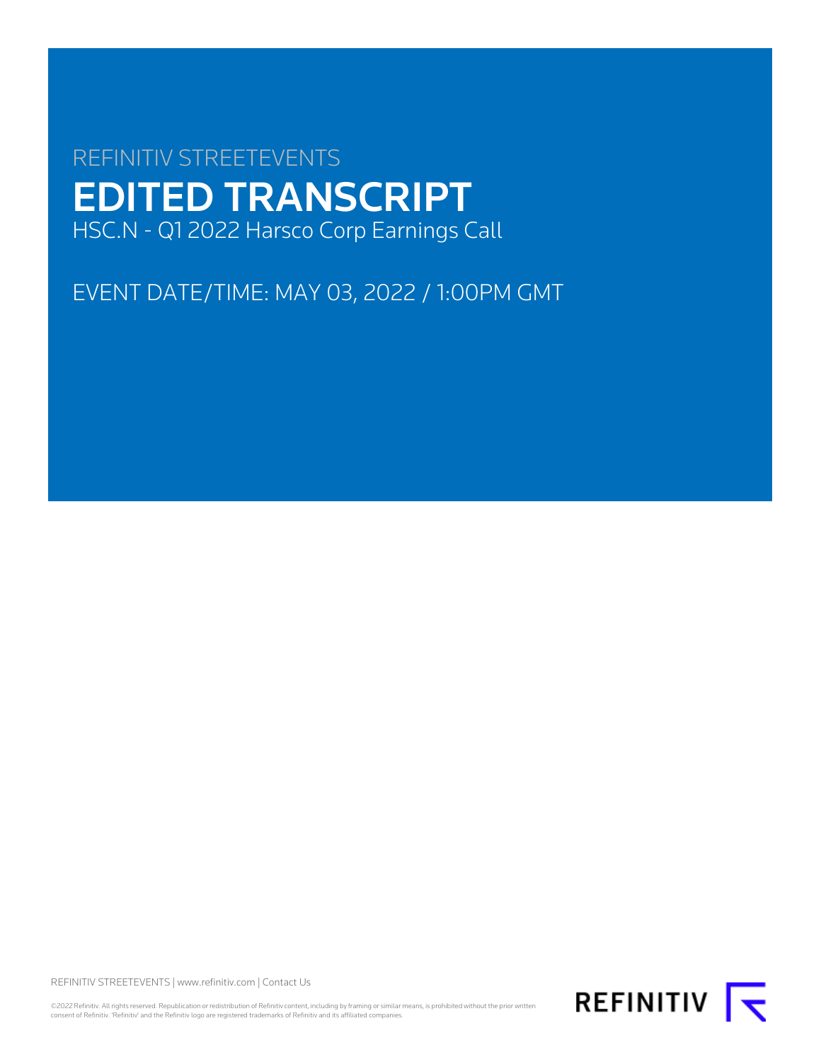REFINITIV STREETEVENTS

# EDITED TRANSCRIPT

HSC.N - Q1 2022 Harsco Corp Earnings Call

EVENT DATE/TIME: MAY 03, 2022 / 1:00PM GMT

REFINITIV STREETEVENTS | www.refinitiv.com | Contact Us

©2022 Refinitiv. All rights reserved. Republication or redistribution of Refinitiv content, including by framing or similar means, is prohibited without the prior written consent of Refinitiv. 'Refinitiv' and the Refinitiv logo are registered trademarks of Refinitiv and its affiliated companies.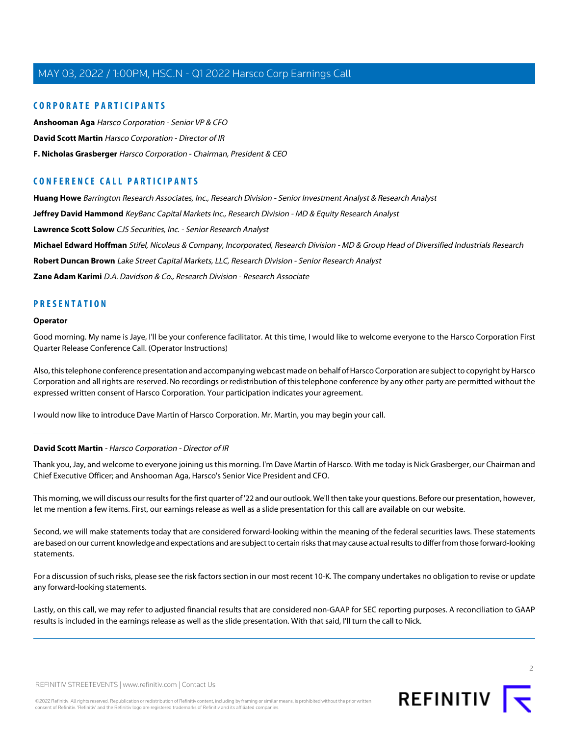## CORPORATE PARTICIPANTS

**Anshooman Aga** *Harsco Corporation - Senior VP & CFO*

**David Scott Martin** *Harsco Corporation - Director of IR*

**F. Nicholas Grasberger** *Harsco Corporation - Chairman, President & CEO*

## CONFERENCE CALL PARTICIPANTS

**Huang Howe** *Barrington Research Associates, Inc., Research Division - Senior Investment Analyst & Research Analyst*

**Jeffrey David Hammond** *KeyBanc Capital Markets Inc., Research Division - MD & Equity Research Analyst*

**Lawrence Scott Solow** *CJS Securities, Inc. - Senior Research Analyst*

**Michael Edward Hoffman** *Stifel, Nicolaus & Company, Incorporated, Research Division - MD & Group Head of Diversified Industrials Research*

**Robert Duncan Brown** *Lake Street Capital Markets, LLC, Research Division - Senior Research Analyst*

**Zane Adam Karimi** *D.A. Davidson & Co., Research Division - Research Associate*

## PRESENTATION

**Operator**

Good morning. My name is Jaye, I'll be your conference facilitator. At this time, I would like to welcome everyone to the Harsco Corporation First Quarter Release Conference Call. (Operator Instructions)

Also, this telephone conference presentation and accompanying webcast made on behalf of Harsco Corporation are subject to copyright by Harsco Corporation and all rights are reserved. No recordings or redistribution of this telephone conference by any other party are permitted without the expressed written consent of Harsco Corporation. Your participation indicates your agreement.

I would now like to introduce Dave Martin of Harsco Corporation. Mr. Martin, you may begin your call.

---

**David Scott Martin** - *Harsco Corporation - Director of IR*

Thank you, Jay, and welcome to everyone joining us this morning. I'm Dave Martin of Harsco. With me today is Nick Grasberger, our Chairman and Chief Executive Officer; and Anshooman Aga, Harsco's Senior Vice President and CFO.

This morning, we will discuss our results for the first quarter of '22 and our outlook. We'll then take your questions. Before our presentation, however, let me mention a few items. First, our earnings release as well as a slide presentation for this call are available on our website.

Second, we will make statements today that are considered forward-looking within the meaning of the federal securities laws. These statements are based on our current knowledge and expectations and are subject to certain risks that may cause actual results to differ from those forward-looking statements.

For a discussion of such risks, please see the risk factors section in our most recent 10-K. The company undertakes no obligation to revise or update any forward-looking statements.

Lastly, on this call, we may refer to adjusted financial results that are considered non-GAAP for SEC reporting purposes. A reconciliation to GAAP results is included in the earnings release as well as the slide presentation. With that said, I'll turn the call to Nick.

---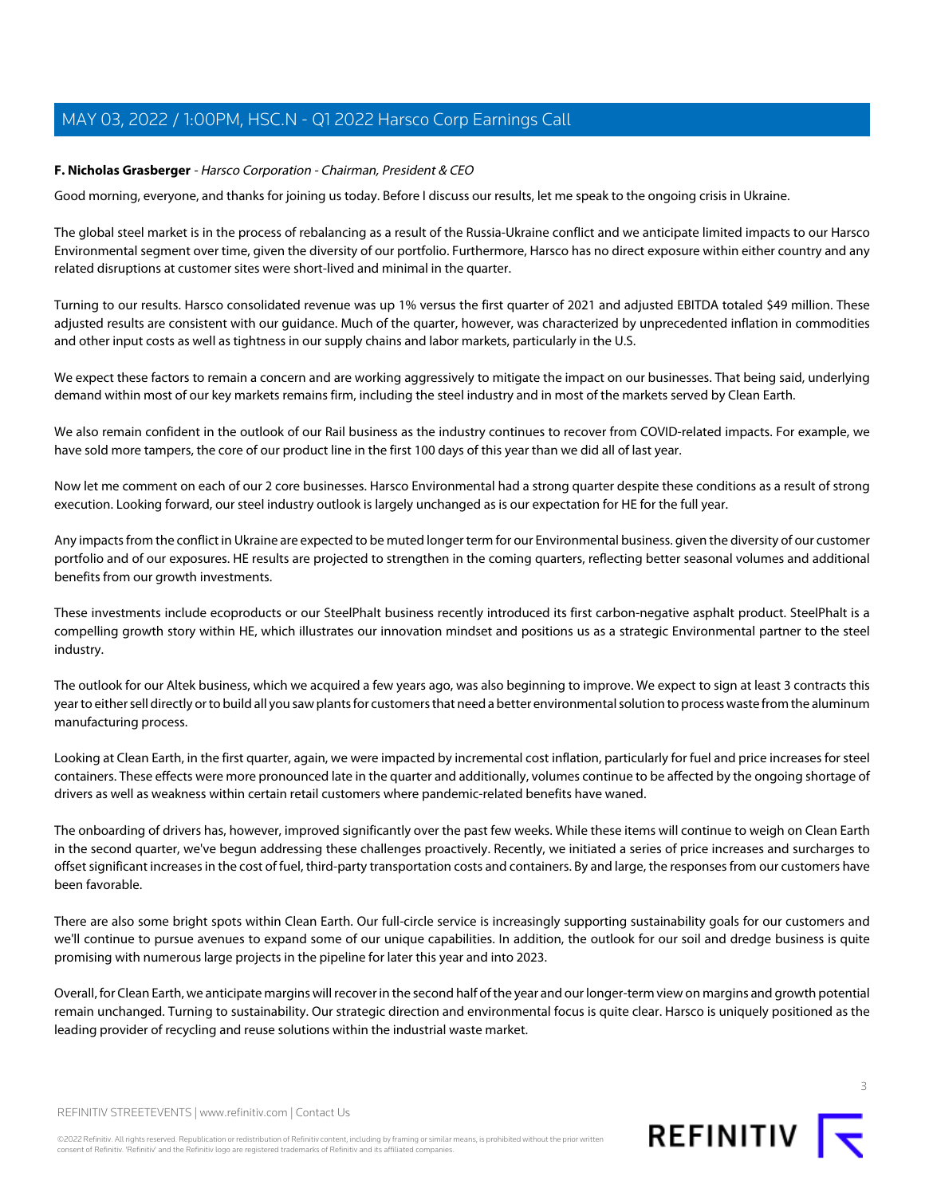**F. Nicholas Grasberger** - *Harsco Corporation - Chairman, President & CEO*

Good morning, everyone, and thanks for joining us today. Before I discuss our results, let me speak to the ongoing crisis in Ukraine.

The global steel market is in the process of rebalancing as a result of the Russia-Ukraine conflict and we anticipate limited impacts to our Harsco Environmental segment over time, given the diversity of our portfolio. Furthermore, Harsco has no direct exposure within either country and any related disruptions at customer sites were short-lived and minimal in the quarter.

Turning to our results. Harsco consolidated revenue was up 1% versus the first quarter of 2021 and adjusted EBITDA totaled $49 million. These adjusted results are consistent with our guidance. Much of the quarter, however, was characterized by unprecedented inflation in commodities and other input costs as well as tightness in our supply chains and labor markets, particularly in the U.S.

We expect these factors to remain a concern and are working aggressively to mitigate the impact on our businesses. That being said, underlying demand within most of our key markets remains firm, including the steel industry and in most of the markets served by Clean Earth.

We also remain confident in the outlook of our Rail business as the industry continues to recover from COVID-related impacts. For example, we have sold more tampers, the core of our product line in the first 100 days of this year than we did all of last year.

Now let me comment on each of our 2 core businesses. Harsco Environmental had a strong quarter despite these conditions as a result of strong execution. Looking forward, our steel industry outlook is largely unchanged as is our expectation for HE for the full year.

Any impacts from the conflict in Ukraine are expected to be muted longer term for our Environmental business. given the diversity of our customer portfolio and of our exposures. HE results are projected to strengthen in the coming quarters, reflecting better seasonal volumes and additional benefits from our growth investments.

These investments include ecoproducts or our SteelPhalt business recently introduced its first carbon-negative asphalt product. SteelPhalt is a compelling growth story within HE, which illustrates our innovation mindset and positions us as a strategic Environmental partner to the steel industry.

The outlook for our Altek business, which we acquired a few years ago, was also beginning to improve. We expect to sign at least 3 contracts this year to either sell directly or to build all you saw plants for customers that need a better environmental solution to process waste from the aluminum manufacturing process.

Looking at Clean Earth, in the first quarter, again, we were impacted by incremental cost inflation, particularly for fuel and price increases for steel containers. These effects were more pronounced late in the quarter and additionally, volumes continue to be affected by the ongoing shortage of drivers as well as weakness within certain retail customers where pandemic-related benefits have waned.

The onboarding of drivers has, however, improved significantly over the past few weeks. While these items will continue to weigh on Clean Earth in the second quarter, we've begun addressing these challenges proactively. Recently, we initiated a series of price increases and surcharges to offset significant increases in the cost of fuel, third-party transportation costs and containers. By and large, the responses from our customers have been favorable.

There are also some bright spots within Clean Earth. Our full-circle service is increasingly supporting sustainability goals for our customers and we'll continue to pursue avenues to expand some of our unique capabilities. In addition, the outlook for our soil and dredge business is quite promising with numerous large projects in the pipeline for later this year and into 2023.

Overall, for Clean Earth, we anticipate margins will recover in the second half of the year and our longer-term view on margins and growth potential remain unchanged. Turning to sustainability. Our strategic direction and environmental focus is quite clear. Harsco is uniquely positioned as the leading provider of recycling and reuse solutions within the industrial waste market.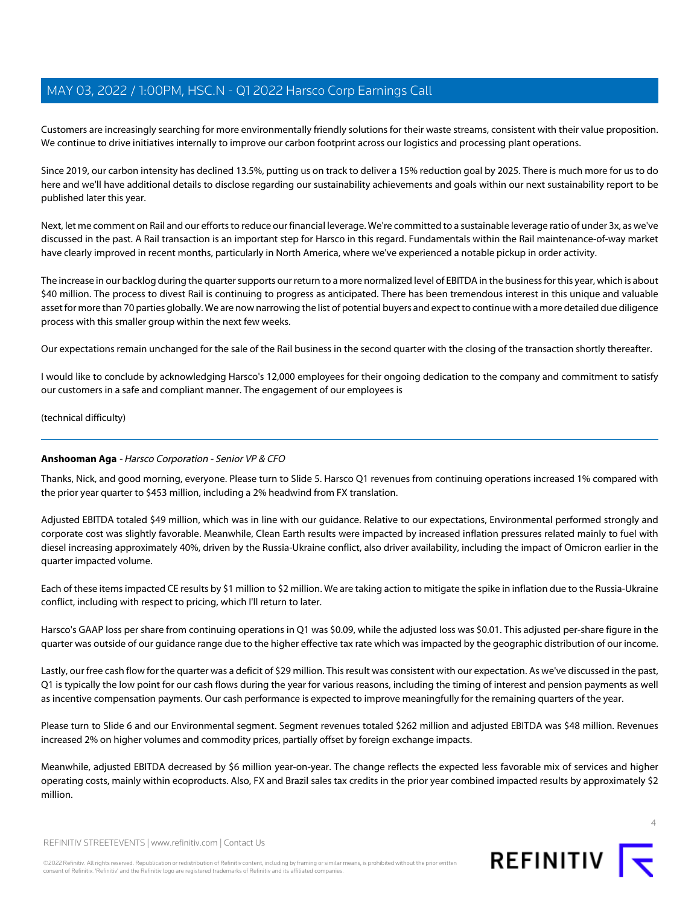Customers are increasingly searching for more environmentally friendly solutions for their waste streams, consistent with their value proposition. We continue to drive initiatives internally to improve our carbon footprint across our logistics and processing plant operations.

Since 2019, our carbon intensity has declined 13.5%, putting us on track to deliver a 15% reduction goal by 2025. There is much more for us to do here and we'll have additional details to disclose regarding our sustainability achievements and goals within our next sustainability report to be published later this year.

Next, let me comment on Rail and our efforts to reduce our financial leverage. We're committed to a sustainable leverage ratio of under 3x, as we've discussed in the past. A Rail transaction is an important step for Harsco in this regard. Fundamentals within the Rail maintenance-of-way market have clearly improved in recent months, particularly in North America, where we've experienced a notable pickup in order activity.

The increase in our backlog during the quarter supports our return to a more normalized level of EBITDA in the business for this year, which is about $40 million. The process to divest Rail is continuing to progress as anticipated. There has been tremendous interest in this unique and valuable asset for more than 70 parties globally. We are now narrowing the list of potential buyers and expect to continue with a more detailed due diligence process with this smaller group within the next few weeks.

Our expectations remain unchanged for the sale of the Rail business in the second quarter with the closing of the transaction shortly thereafter.

I would like to conclude by acknowledging Harsco's 12,000 employees for their ongoing dedication to the company and commitment to satisfy our customers in a safe and compliant manner. The engagement of our employees is

(technical difficulty)

---

**Anshooman Aga** - *Harsco Corporation - Senior VP & CFO*

Thanks, Nick, and good morning, everyone. Please turn to Slide 5. Harsco Q1 revenues from continuing operations increased 1% compared with the prior year quarter to $453 million, including a 2% headwind from FX translation.

Adjusted EBITDA totaled $49 million, which was in line with our guidance. Relative to our expectations, Environmental performed strongly and corporate cost was slightly favorable. Meanwhile, Clean Earth results were impacted by increased inflation pressures related mainly to fuel with diesel increasing approximately 40%, driven by the Russia-Ukraine conflict, also driver availability, including the impact of Omicron earlier in the quarter impacted volume.

Each of these items impacted CE results by $1 million to $2 million. We are taking action to mitigate the spike in inflation due to the Russia-Ukraine conflict, including with respect to pricing, which I'll return to later.

Harsco's GAAP loss per share from continuing operations in Q1 was $0.09, while the adjusted loss was $0.01. This adjusted per-share figure in the quarter was outside of our guidance range due to the higher effective tax rate which was impacted by the geographic distribution of our income.

Lastly, our free cash flow for the quarter was a deficit of $29 million. This result was consistent with our expectation. As we've discussed in the past, Q1 is typically the low point for our cash flows during the year for various reasons, including the timing of interest and pension payments as well as incentive compensation payments. Our cash performance is expected to improve meaningfully for the remaining quarters of the year.

Please turn to Slide 6 and our Environmental segment. Segment revenues totaled $262 million and adjusted EBITDA was $48 million. Revenues increased 2% on higher volumes and commodity prices, partially offset by foreign exchange impacts.

Meanwhile, adjusted EBITDA decreased by $6 million year-on-year. The change reflects the expected less favorable mix of services and higher operating costs, mainly within ecoproducts. Also, FX and Brazil sales tax credits in the prior year combined impacted results by approximately $2 million.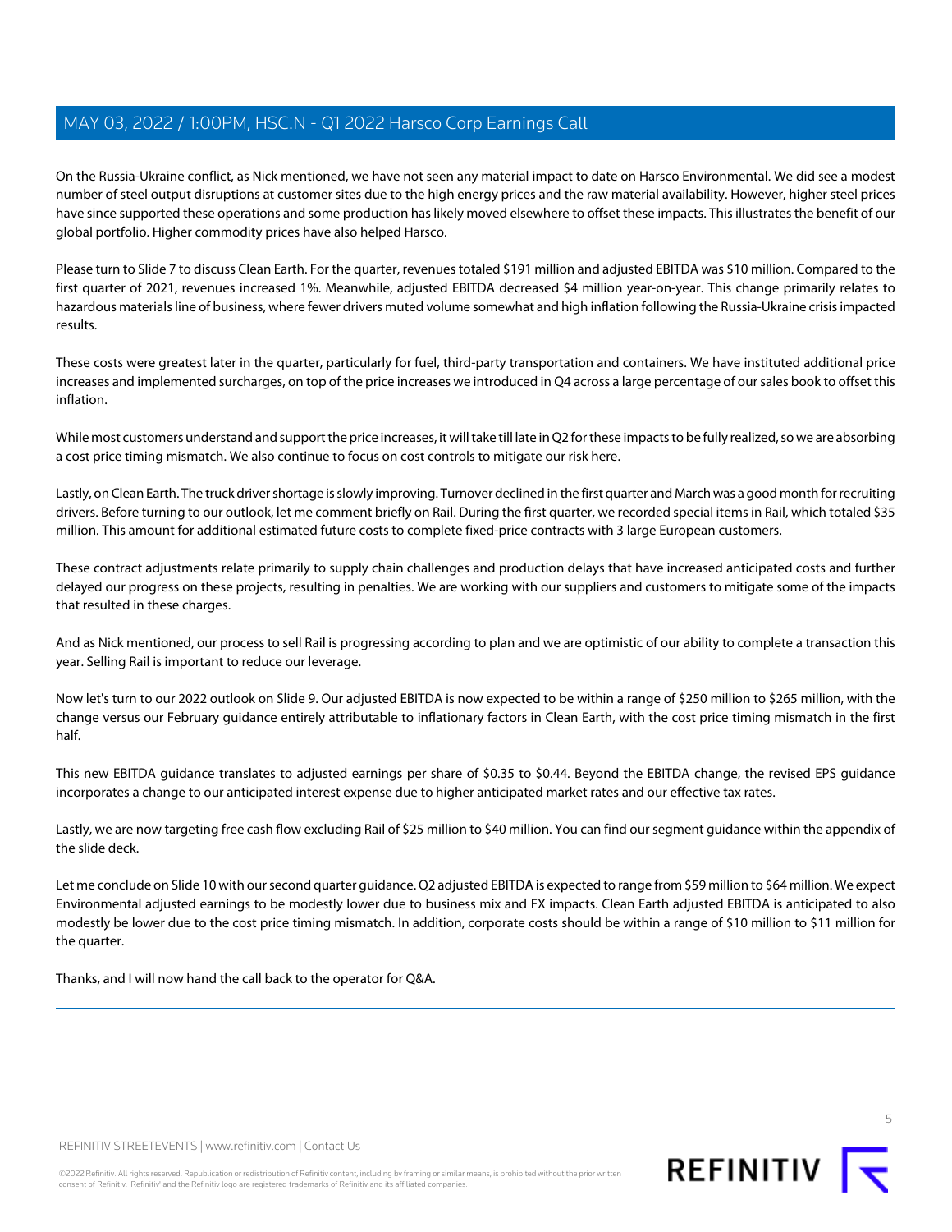On the Russia-Ukraine conflict, as Nick mentioned, we have not seen any material impact to date on Harsco Environmental. We did see a modest number of steel output disruptions at customer sites due to the high energy prices and the raw material availability. However, higher steel prices have since supported these operations and some production has likely moved elsewhere to offset these impacts. This illustrates the benefit of our global portfolio. Higher commodity prices have also helped Harsco.

Please turn to Slide 7 to discuss Clean Earth. For the quarter, revenues totaled $191 million and adjusted EBITDA was $10 million. Compared to the first quarter of 2021, revenues increased 1%. Meanwhile, adjusted EBITDA decreased $4 million year-on-year. This change primarily relates to hazardous materials line of business, where fewer drivers muted volume somewhat and high inflation following the Russia-Ukraine crisis impacted results.

These costs were greatest later in the quarter, particularly for fuel, third-party transportation and containers. We have instituted additional price increases and implemented surcharges, on top of the price increases we introduced in Q4 across a large percentage of our sales book to offset this inflation.

While most customers understand and support the price increases, it will take till late in Q2 for these impacts to be fully realized, so we are absorbing a cost price timing mismatch. We also continue to focus on cost controls to mitigate our risk here.

Lastly, on Clean Earth. The truck driver shortage is slowly improving. Turnover declined in the first quarter and March was a good month for recruiting drivers. Before turning to our outlook, let me comment briefly on Rail. During the first quarter, we recorded special items in Rail, which totaled $35 million. This amount for additional estimated future costs to complete fixed-price contracts with 3 large European customers.

These contract adjustments relate primarily to supply chain challenges and production delays that have increased anticipated costs and further delayed our progress on these projects, resulting in penalties. We are working with our suppliers and customers to mitigate some of the impacts that resulted in these charges.

And as Nick mentioned, our process to sell Rail is progressing according to plan and we are optimistic of our ability to complete a transaction this year. Selling Rail is important to reduce our leverage.

Now let's turn to our 2022 outlook on Slide 9. Our adjusted EBITDA is now expected to be within a range of $250 million to $265 million, with the change versus our February guidance entirely attributable to inflationary factors in Clean Earth, with the cost price timing mismatch in the first half.

This new EBITDA guidance translates to adjusted earnings per share of $0.35 to $0.44. Beyond the EBITDA change, the revised EPS guidance incorporates a change to our anticipated interest expense due to higher anticipated market rates and our effective tax rates.

Lastly, we are now targeting free cash flow excluding Rail of $25 million to $40 million. You can find our segment guidance within the appendix of the slide deck.

Let me conclude on Slide 10 with our second quarter guidance. Q2 adjusted EBITDA is expected to range from $59 million to $64 million. We expect Environmental adjusted earnings to be modestly lower due to business mix and FX impacts. Clean Earth adjusted EBITDA is anticipated to also modestly be lower due to the cost price timing mismatch. In addition, corporate costs should be within a range of $10 million to $11 million for the quarter.

Thanks, and I will now hand the call back to the operator for Q&A.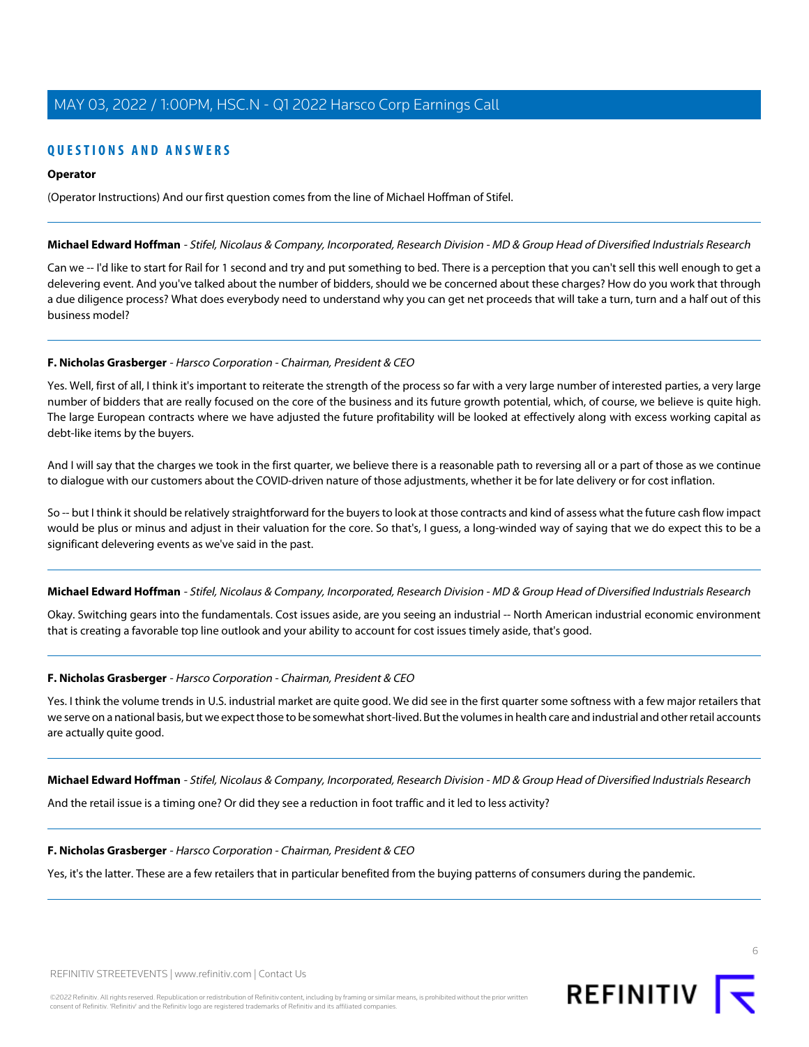## QUESTIONS AND ANSWERS

**Operator**

(Operator Instructions) And our first question comes from the line of Michael Hoffman of Stifel.

---

**Michael Edward Hoffman** - *Stifel, Nicolaus & Company, Incorporated, Research Division - MD & Group Head of Diversified Industrials Research*

Can we -- I'd like to start for Rail for 1 second and try and put something to bed. There is a perception that you can't sell this well enough to get a delevering event. And you've talked about the number of bidders, should we be concerned about these charges? How do you work that through a due diligence process? What does everybody need to understand why you can get net proceeds that will take a turn, turn and a half out of this business model?

---

**F. Nicholas Grasberger** - *Harsco Corporation - Chairman, President & CEO*

Yes. Well, first of all, I think it's important to reiterate the strength of the process so far with a very large number of interested parties, a very large number of bidders that are really focused on the core of the business and its future growth potential, which, of course, we believe is quite high. The large European contracts where we have adjusted the future profitability will be looked at effectively along with excess working capital as debt-like items by the buyers.

And I will say that the charges we took in the first quarter, we believe there is a reasonable path to reversing all or a part of those as we continue to dialogue with our customers about the COVID-driven nature of those adjustments, whether it be for late delivery or for cost inflation.

So -- but I think it should be relatively straightforward for the buyers to look at those contracts and kind of assess what the future cash flow impact would be plus or minus and adjust in their valuation for the core. So that's, I guess, a long-winded way of saying that we do expect this to be a significant delevering events as we've said in the past.

---

**Michael Edward Hoffman** - *Stifel, Nicolaus & Company, Incorporated, Research Division - MD & Group Head of Diversified Industrials Research*

Okay. Switching gears into the fundamentals. Cost issues aside, are you seeing an industrial -- North American industrial economic environment that is creating a favorable top line outlook and your ability to account for cost issues timely aside, that's good.

---

**F. Nicholas Grasberger** - *Harsco Corporation - Chairman, President & CEO*

Yes. I think the volume trends in U.S. industrial market are quite good. We did see in the first quarter some softness with a few major retailers that we serve on a national basis, but we expect those to be somewhat short-lived. But the volumes in health care and industrial and other retail accounts are actually quite good.

---

**Michael Edward Hoffman** - *Stifel, Nicolaus & Company, Incorporated, Research Division - MD & Group Head of Diversified Industrials Research*

And the retail issue is a timing one? Or did they see a reduction in foot traffic and it led to less activity?

---

**F. Nicholas Grasberger** - *Harsco Corporation - Chairman, President & CEO*

Yes, it's the latter. These are a few retailers that in particular benefited from the buying patterns of consumers during the pandemic.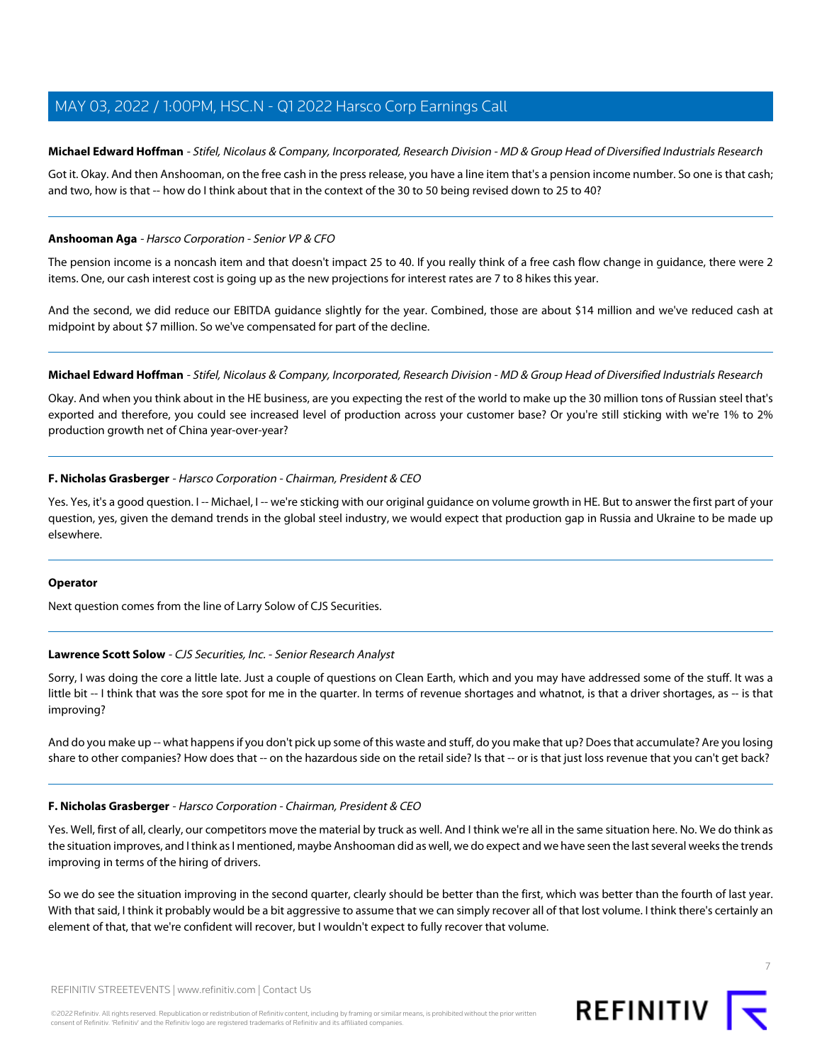**Michael Edward Hoffman** - *Stifel, Nicolaus & Company, Incorporated, Research Division - MD & Group Head of Diversified Industrials Research*

Got it. Okay. And then Anshooman, on the free cash in the press release, you have a line item that's a pension income number. So one is that cash; and two, how is that -- how do I think about that in the context of the 30 to 50 being revised down to 25 to 40?

---

**Anshooman Aga** - *Harsco Corporation - Senior VP & CFO*

The pension income is a noncash item and that doesn't impact 25 to 40. If you really think of a free cash flow change in guidance, there were 2 items. One, our cash interest cost is going up as the new projections for interest rates are 7 to 8 hikes this year.

And the second, we did reduce our EBITDA guidance slightly for the year. Combined, those are about $14 million and we've reduced cash at midpoint by about $7 million. So we've compensated for part of the decline.

---

**Michael Edward Hoffman** - *Stifel, Nicolaus & Company, Incorporated, Research Division - MD & Group Head of Diversified Industrials Research*

Okay. And when you think about in the HE business, are you expecting the rest of the world to make up the 30 million tons of Russian steel that's exported and therefore, you could see increased level of production across your customer base? Or you're still sticking with we're 1% to 2% production growth net of China year-over-year?

---

**F. Nicholas Grasberger** - *Harsco Corporation - Chairman, President & CEO*

Yes. Yes, it's a good question. I -- Michael, I -- we're sticking with our original guidance on volume growth in HE. But to answer the first part of your question, yes, given the demand trends in the global steel industry, we would expect that production gap in Russia and Ukraine to be made up elsewhere.

---

**Operator**

Next question comes from the line of Larry Solow of CJS Securities.

---

**Lawrence Scott Solow** - *CJS Securities, Inc. - Senior Research Analyst*

Sorry, I was doing the core a little late. Just a couple of questions on Clean Earth, which and you may have addressed some of the stuff. It was a little bit -- I think that was the sore spot for me in the quarter. In terms of revenue shortages and whatnot, is that a driver shortages, as -- is that improving?

And do you make up -- what happens if you don't pick up some of this waste and stuff, do you make that up? Does that accumulate? Are you losing share to other companies? How does that -- on the hazardous side on the retail side? Is that -- or is that just loss revenue that you can't get back?

---

**F. Nicholas Grasberger** - *Harsco Corporation - Chairman, President & CEO*

Yes. Well, first of all, clearly, our competitors move the material by truck as well. And I think we're all in the same situation here. No. We do think as the situation improves, and I think as I mentioned, maybe Anshooman did as well, we do expect and we have seen the last several weeks the trends improving in terms of the hiring of drivers.

So we do see the situation improving in the second quarter, clearly should be better than the first, which was better than the fourth of last year. With that said, I think it probably would be a bit aggressive to assume that we can simply recover all of that lost volume. I think there's certainly an element of that, that we're confident will recover, but I wouldn't expect to fully recover that volume.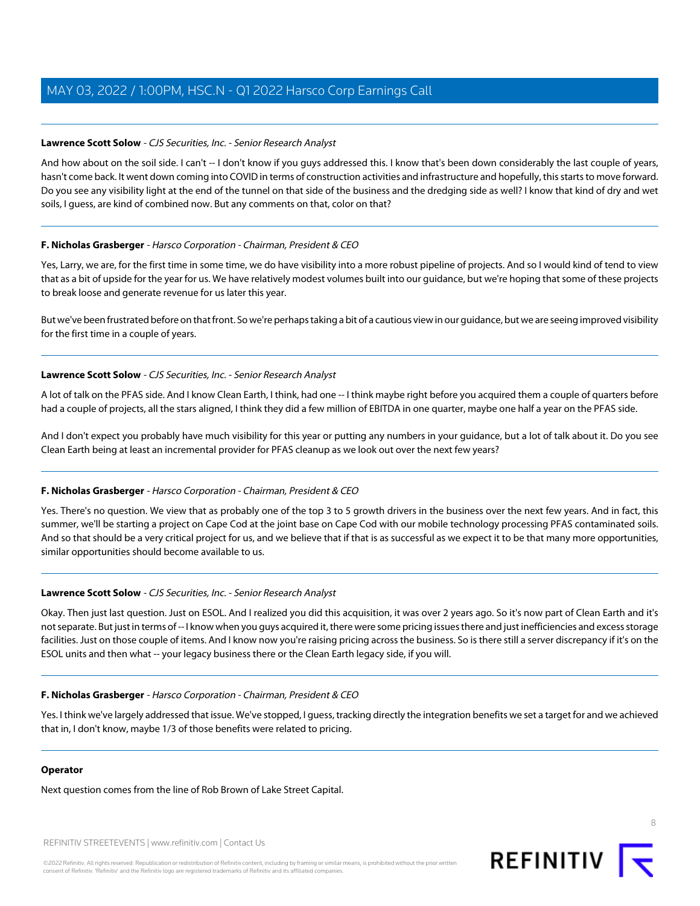**Lawrence Scott Solow** - *CJS Securities, Inc. - Senior Research Analyst*

And how about on the soil side. I can't -- I don't know if you guys addressed this. I know that's been down considerably the last couple of years, hasn't come back. It went down coming into COVID in terms of construction activities and infrastructure and hopefully, this starts to move forward. Do you see any visibility light at the end of the tunnel on that side of the business and the dredging side as well? I know that kind of dry and wet soils, I guess, are kind of combined now. But any comments on that, color on that?

---

**F. Nicholas Grasberger** - *Harsco Corporation - Chairman, President & CEO*

Yes, Larry, we are, for the first time in some time, we do have visibility into a more robust pipeline of projects. And so I would kind of tend to view that as a bit of upside for the year for us. We have relatively modest volumes built into our guidance, but we're hoping that some of these projects to break loose and generate revenue for us later this year.

But we've been frustrated before on that front. So we're perhaps taking a bit of a cautious view in our guidance, but we are seeing improved visibility for the first time in a couple of years.

---

**Lawrence Scott Solow** - *CJS Securities, Inc. - Senior Research Analyst*

A lot of talk on the PFAS side. And I know Clean Earth, I think, had one -- I think maybe right before you acquired them a couple of quarters before had a couple of projects, all the stars aligned, I think they did a few million of EBITDA in one quarter, maybe one half a year on the PFAS side.

And I don't expect you probably have much visibility for this year or putting any numbers in your guidance, but a lot of talk about it. Do you see Clean Earth being at least an incremental provider for PFAS cleanup as we look out over the next few years?

---

**F. Nicholas Grasberger** - *Harsco Corporation - Chairman, President & CEO*

Yes. There's no question. We view that as probably one of the top 3 to 5 growth drivers in the business over the next few years. And in fact, this summer, we'll be starting a project on Cape Cod at the joint base on Cape Cod with our mobile technology processing PFAS contaminated soils. And so that should be a very critical project for us, and we believe that if that is as successful as we expect it to be that many more opportunities, similar opportunities should become available to us.

---

**Lawrence Scott Solow** - *CJS Securities, Inc. - Senior Research Analyst*

Okay. Then just last question. Just on ESOL. And I realized you did this acquisition, it was over 2 years ago. So it's now part of Clean Earth and it's not separate. But just in terms of -- I know when you guys acquired it, there were some pricing issues there and just inefficiencies and excess storage facilities. Just on those couple of items. And I know now you're raising pricing across the business. So is there still a server discrepancy if it's on the ESOL units and then what -- your legacy business there or the Clean Earth legacy side, if you will.

---

**F. Nicholas Grasberger** - *Harsco Corporation - Chairman, President & CEO*

Yes. I think we've largely addressed that issue. We've stopped, I guess, tracking directly the integration benefits we set a target for and we achieved that in, I don't know, maybe 1/3 of those benefits were related to pricing.

---

**Operator**

Next question comes from the line of Rob Brown of Lake Street Capital.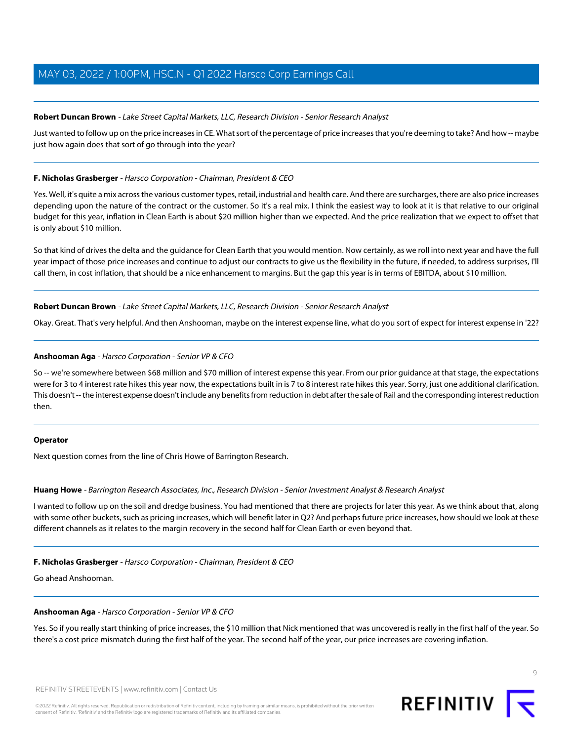**Robert Duncan Brown** - *Lake Street Capital Markets, LLC, Research Division - Senior Research Analyst*

Just wanted to follow up on the price increases in CE. What sort of the percentage of price increases that you're deeming to take? And how -- maybe just how again does that sort of go through into the year?

---

**F. Nicholas Grasberger** - *Harsco Corporation - Chairman, President & CEO*

Yes. Well, it's quite a mix across the various customer types, retail, industrial and health care. And there are surcharges, there are also price increases depending upon the nature of the contract or the customer. So it's a real mix. I think the easiest way to look at it is that relative to our original budget for this year, inflation in Clean Earth is about $20 million higher than we expected. And the price realization that we expect to offset that is only about $10 million.

So that kind of drives the delta and the guidance for Clean Earth that you would mention. Now certainly, as we roll into next year and have the full year impact of those price increases and continue to adjust our contracts to give us the flexibility in the future, if needed, to address surprises, I'll call them, in cost inflation, that should be a nice enhancement to margins. But the gap this year is in terms of EBITDA, about $10 million.

---

**Robert Duncan Brown** - *Lake Street Capital Markets, LLC, Research Division - Senior Research Analyst*

Okay. Great. That's very helpful. And then Anshooman, maybe on the interest expense line, what do you sort of expect for interest expense in '22?

---

**Anshooman Aga** - *Harsco Corporation - Senior VP & CFO*

So -- we're somewhere between $68 million and $70 million of interest expense this year. From our prior guidance at that stage, the expectations were for 3 to 4 interest rate hikes this year now, the expectations built in is 7 to 8 interest rate hikes this year. Sorry, just one additional clarification. This doesn't -- the interest expense doesn't include any benefits from reduction in debt after the sale of Rail and the corresponding interest reduction then.

---

**Operator**

Next question comes from the line of Chris Howe of Barrington Research.

---

**Huang Howe** - *Barrington Research Associates, Inc., Research Division - Senior Investment Analyst & Research Analyst*

I wanted to follow up on the soil and dredge business. You had mentioned that there are projects for later this year. As we think about that, along with some other buckets, such as pricing increases, which will benefit later in Q2? And perhaps future price increases, how should we look at these different channels as it relates to the margin recovery in the second half for Clean Earth or even beyond that.

---

**F. Nicholas Grasberger** - *Harsco Corporation - Chairman, President & CEO*

Go ahead Anshooman.

---

**Anshooman Aga** - *Harsco Corporation - Senior VP & CFO*

Yes. So if you really start thinking of price increases, the $10 million that Nick mentioned that was uncovered is really in the first half of the year. So there's a cost price mismatch during the first half of the year. The second half of the year, our price increases are covering inflation.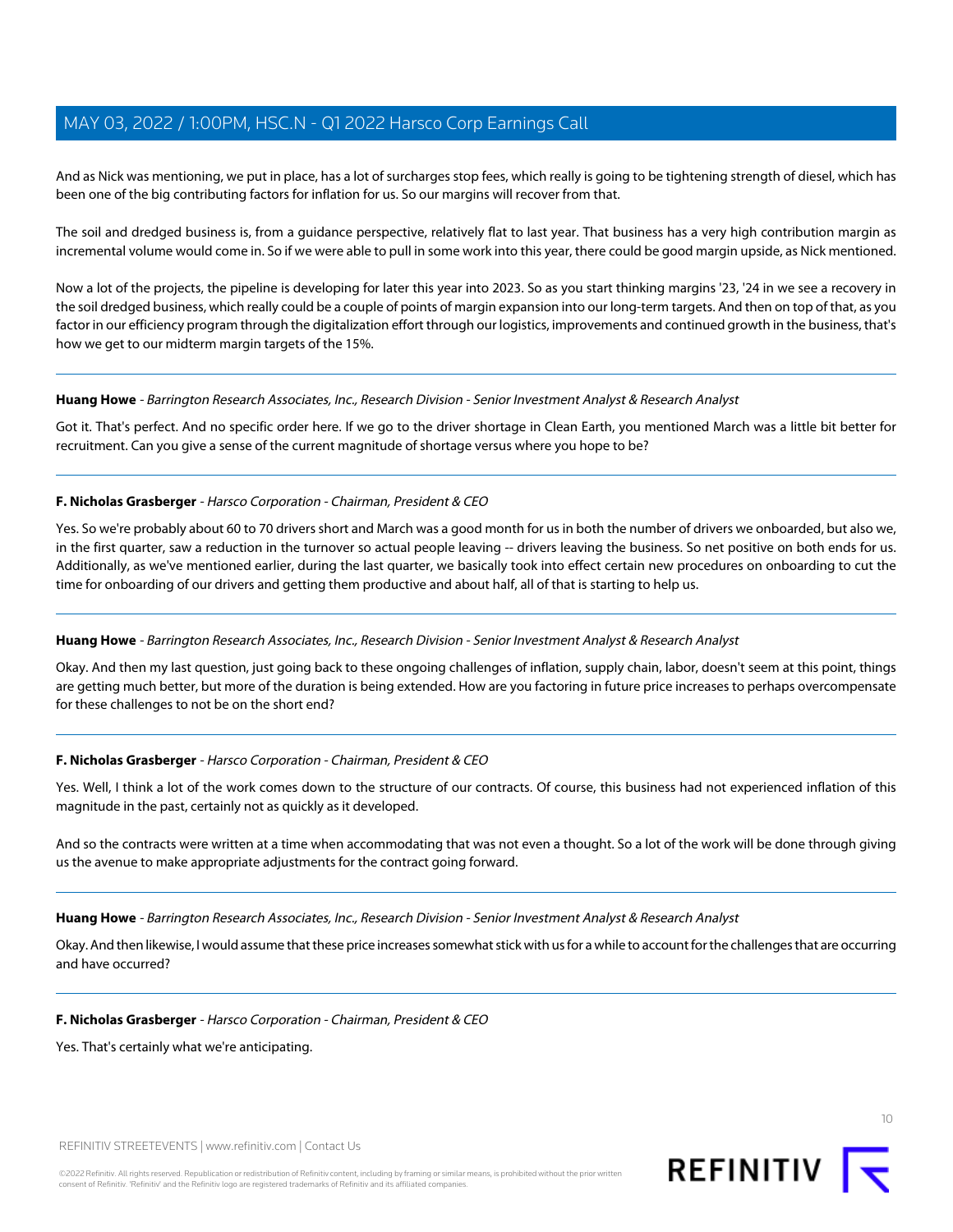And as Nick was mentioning, we put in place, has a lot of surcharges stop fees, which really is going to be tightening strength of diesel, which has been one of the big contributing factors for inflation for us. So our margins will recover from that.

The soil and dredged business is, from a guidance perspective, relatively flat to last year. That business has a very high contribution margin as incremental volume would come in. So if we were able to pull in some work into this year, there could be good margin upside, as Nick mentioned.

Now a lot of the projects, the pipeline is developing for later this year into 2023. So as you start thinking margins '23, '24 in we see a recovery in the soil dredged business, which really could be a couple of points of margin expansion into our long-term targets. And then on top of that, as you factor in our efficiency program through the digitalization effort through our logistics, improvements and continued growth in the business, that's how we get to our midterm margin targets of the 15%.

---

**Huang Howe** - *Barrington Research Associates, Inc., Research Division - Senior Investment Analyst & Research Analyst*

Got it. That's perfect. And no specific order here. If we go to the driver shortage in Clean Earth, you mentioned March was a little bit better for recruitment. Can you give a sense of the current magnitude of shortage versus where you hope to be?

---

**F. Nicholas Grasberger** - *Harsco Corporation - Chairman, President & CEO*

Yes. So we're probably about 60 to 70 drivers short and March was a good month for us in both the number of drivers we onboarded, but also we, in the first quarter, saw a reduction in the turnover so actual people leaving -- drivers leaving the business. So net positive on both ends for us. Additionally, as we've mentioned earlier, during the last quarter, we basically took into effect certain new procedures on onboarding to cut the time for onboarding of our drivers and getting them productive and about half, all of that is starting to help us.

---

**Huang Howe** - *Barrington Research Associates, Inc., Research Division - Senior Investment Analyst & Research Analyst*

Okay. And then my last question, just going back to these ongoing challenges of inflation, supply chain, labor, doesn't seem at this point, things are getting much better, but more of the duration is being extended. How are you factoring in future price increases to perhaps overcompensate for these challenges to not be on the short end?

---

**F. Nicholas Grasberger** - *Harsco Corporation - Chairman, President & CEO*

Yes. Well, I think a lot of the work comes down to the structure of our contracts. Of course, this business had not experienced inflation of this magnitude in the past, certainly not as quickly as it developed.

And so the contracts were written at a time when accommodating that was not even a thought. So a lot of the work will be done through giving us the avenue to make appropriate adjustments for the contract going forward.

---

**Huang Howe** - *Barrington Research Associates, Inc., Research Division - Senior Investment Analyst & Research Analyst*

Okay. And then likewise, I would assume that these price increases somewhat stick with us for a while to account for the challenges that are occurring and have occurred?

---

**F. Nicholas Grasberger** - *Harsco Corporation - Chairman, President & CEO*

Yes. That's certainly what we're anticipating.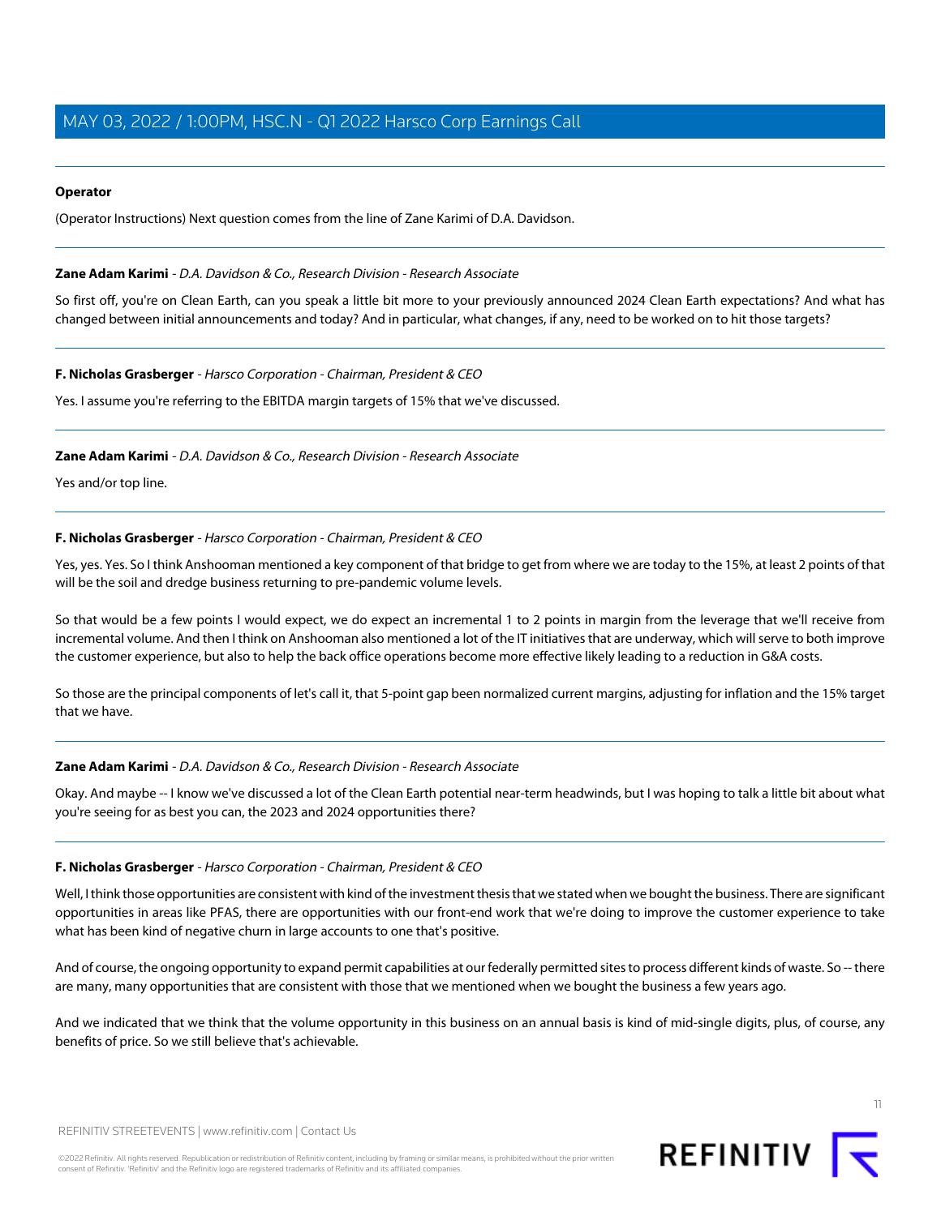**Operator**

(Operator Instructions) Next question comes from the line of Zane Karimi of D.A. Davidson.

---

**Zane Adam Karimi** - *D.A. Davidson & Co., Research Division - Research Associate*

So first off, you're on Clean Earth, can you speak a little bit more to your previously announced 2024 Clean Earth expectations? And what has changed between initial announcements and today? And in particular, what changes, if any, need to be worked on to hit those targets?

---

**F. Nicholas Grasberger** - *Harsco Corporation - Chairman, President & CEO*

Yes. I assume you're referring to the EBITDA margin targets of 15% that we've discussed.

---

**Zane Adam Karimi** - *D.A. Davidson & Co., Research Division - Research Associate*

Yes and/or top line.

---

**F. Nicholas Grasberger** - *Harsco Corporation - Chairman, President & CEO*

Yes, yes. Yes. So I think Anshooman mentioned a key component of that bridge to get from where we are today to the 15%, at least 2 points of that will be the soil and dredge business returning to pre-pandemic volume levels.

So that would be a few points I would expect, we do expect an incremental 1 to 2 points in margin from the leverage that we'll receive from incremental volume. And then I think on Anshooman also mentioned a lot of the IT initiatives that are underway, which will serve to both improve the customer experience, but also to help the back office operations become more effective likely leading to a reduction in G&A costs.

So those are the principal components of let's call it, that 5-point gap been normalized current margins, adjusting for inflation and the 15% target that we have.

---

**Zane Adam Karimi** - *D.A. Davidson & Co., Research Division - Research Associate*

Okay. And maybe -- I know we've discussed a lot of the Clean Earth potential near-term headwinds, but I was hoping to talk a little bit about what you're seeing for as best you can, the 2023 and 2024 opportunities there?

---

**F. Nicholas Grasberger** - *Harsco Corporation - Chairman, President & CEO*

Well, I think those opportunities are consistent with kind of the investment thesis that we stated when we bought the business. There are significant opportunities in areas like PFAS, there are opportunities with our front-end work that we're doing to improve the customer experience to take what has been kind of negative churn in large accounts to one that's positive.

And of course, the ongoing opportunity to expand permit capabilities at our federally permitted sites to process different kinds of waste. So -- there are many, many opportunities that are consistent with those that we mentioned when we bought the business a few years ago.

And we indicated that we think that the volume opportunity in this business on an annual basis is kind of mid-single digits, plus, of course, any benefits of price. So we still believe that's achievable.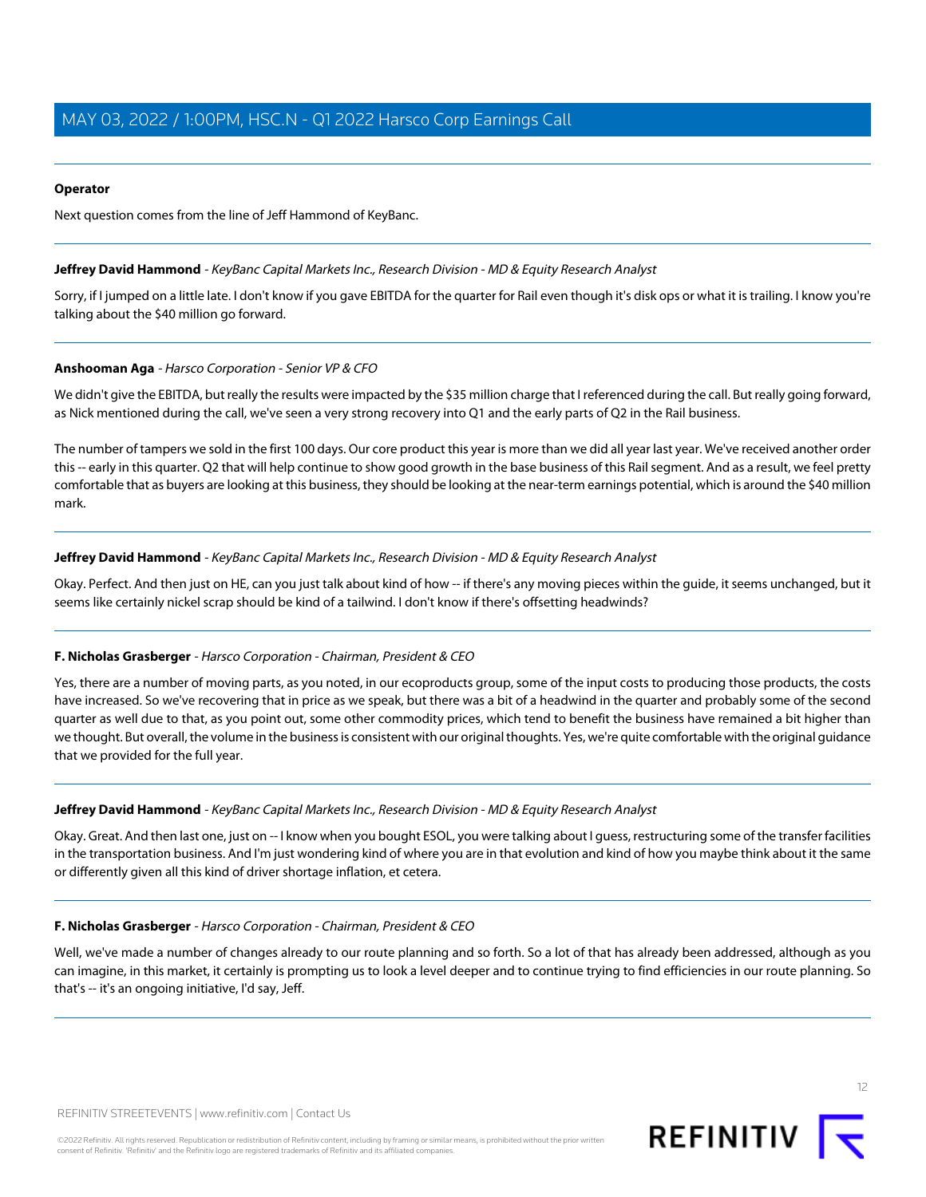**Operator**

Next question comes from the line of Jeff Hammond of KeyBanc.

**Jeffrey David Hammond** - *KeyBanc Capital Markets Inc., Research Division - MD & Equity Research Analyst*

Sorry, if I jumped on a little late. I don't know if you gave EBITDA for the quarter for Rail even though it's disk ops or what it is trailing. I know you're talking about the $40 million go forward.

**Anshooman Aga** - *Harsco Corporation - Senior VP & CFO*

We didn't give the EBITDA, but really the results were impacted by the $35 million charge that I referenced during the call. But really going forward, as Nick mentioned during the call, we've seen a very strong recovery into Q1 and the early parts of Q2 in the Rail business.

The number of tampers we sold in the first 100 days. Our core product this year is more than we did all year last year. We've received another order this -- early in this quarter. Q2 that will help continue to show good growth in the base business of this Rail segment. And as a result, we feel pretty comfortable that as buyers are looking at this business, they should be looking at the near-term earnings potential, which is around the $40 million mark.

**Jeffrey David Hammond** - *KeyBanc Capital Markets Inc., Research Division - MD & Equity Research Analyst*

Okay. Perfect. And then just on HE, can you just talk about kind of how -- if there's any moving pieces within the guide, it seems unchanged, but it seems like certainly nickel scrap should be kind of a tailwind. I don't know if there's offsetting headwinds?

**F. Nicholas Grasberger** - *Harsco Corporation - Chairman, President & CEO*

Yes, there are a number of moving parts, as you noted, in our ecoproducts group, some of the input costs to producing those products, the costs have increased. So we've recovering that in price as we speak, but there was a bit of a headwind in the quarter and probably some of the second quarter as well due to that, as you point out, some other commodity prices, which tend to benefit the business have remained a bit higher than we thought. But overall, the volume in the business is consistent with our original thoughts. Yes, we're quite comfortable with the original guidance that we provided for the full year.

**Jeffrey David Hammond** - *KeyBanc Capital Markets Inc., Research Division - MD & Equity Research Analyst*

Okay. Great. And then last one, just on -- I know when you bought ESOL, you were talking about I guess, restructuring some of the transfer facilities in the transportation business. And I'm just wondering kind of where you are in that evolution and kind of how you maybe think about it the same or differently given all this kind of driver shortage inflation, et cetera.

**F. Nicholas Grasberger** - *Harsco Corporation - Chairman, President & CEO*

Well, we've made a number of changes already to our route planning and so forth. So a lot of that has already been addressed, although as you can imagine, in this market, it certainly is prompting us to look a level deeper and to continue trying to find efficiencies in our route planning. So that's -- it's an ongoing initiative, I'd say, Jeff.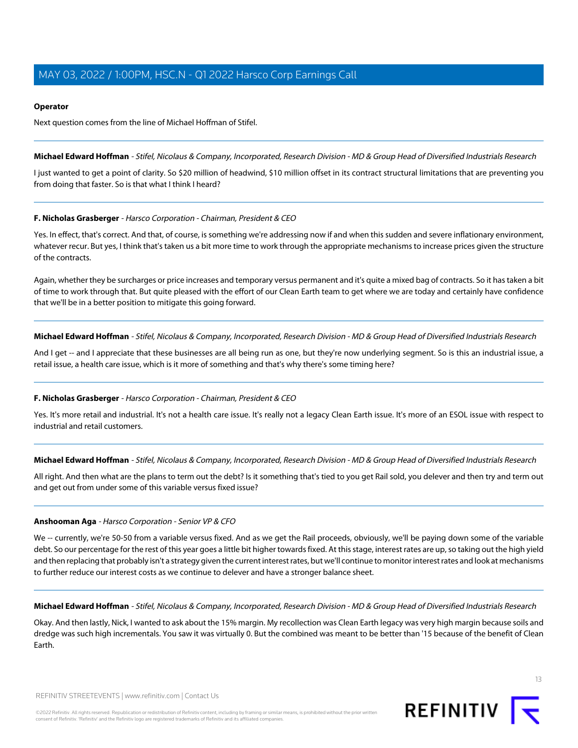**Operator**

Next question comes from the line of Michael Hoffman of Stifel.

---

**Michael Edward Hoffman** - *Stifel, Nicolaus & Company, Incorporated, Research Division - MD & Group Head of Diversified Industrials Research*

I just wanted to get a point of clarity. So $20 million of headwind, $10 million offset in its contract structural limitations that are preventing you from doing that faster. So is that what I think I heard?

---

**F. Nicholas Grasberger** - *Harsco Corporation - Chairman, President & CEO*

Yes. In effect, that's correct. And that, of course, is something we're addressing now if and when this sudden and severe inflationary environment, whatever recur. But yes, I think that's taken us a bit more time to work through the appropriate mechanisms to increase prices given the structure of the contracts.

Again, whether they be surcharges or price increases and temporary versus permanent and it's quite a mixed bag of contracts. So it has taken a bit of time to work through that. But quite pleased with the effort of our Clean Earth team to get where we are today and certainly have confidence that we'll be in a better position to mitigate this going forward.

---

**Michael Edward Hoffman** - *Stifel, Nicolaus & Company, Incorporated, Research Division - MD & Group Head of Diversified Industrials Research*

And I get -- and I appreciate that these businesses are all being run as one, but they're now underlying segment. So is this an industrial issue, a retail issue, a health care issue, which is it more of something and that's why there's some timing here?

---

**F. Nicholas Grasberger** - *Harsco Corporation - Chairman, President & CEO*

Yes. It's more retail and industrial. It's not a health care issue. It's really not a legacy Clean Earth issue. It's more of an ESOL issue with respect to industrial and retail customers.

---

**Michael Edward Hoffman** - *Stifel, Nicolaus & Company, Incorporated, Research Division - MD & Group Head of Diversified Industrials Research*

All right. And then what are the plans to term out the debt? Is it something that's tied to you get Rail sold, you delever and then try and term out and get out from under some of this variable versus fixed issue?

---

**Anshooman Aga** - *Harsco Corporation - Senior VP & CFO*

We -- currently, we're 50-50 from a variable versus fixed. And as we get the Rail proceeds, obviously, we'll be paying down some of the variable debt. So our percentage for the rest of this year goes a little bit higher towards fixed. At this stage, interest rates are up, so taking out the high yield and then replacing that probably isn't a strategy given the current interest rates, but we'll continue to monitor interest rates and look at mechanisms to further reduce our interest costs as we continue to delever and have a stronger balance sheet.

---

**Michael Edward Hoffman** - *Stifel, Nicolaus & Company, Incorporated, Research Division - MD & Group Head of Diversified Industrials Research*

Okay. And then lastly, Nick, I wanted to ask about the 15% margin. My recollection was Clean Earth legacy was very high margin because soils and dredge was such high incrementals. You saw it was virtually 0. But the combined was meant to be better than '15 because of the benefit of Clean Earth.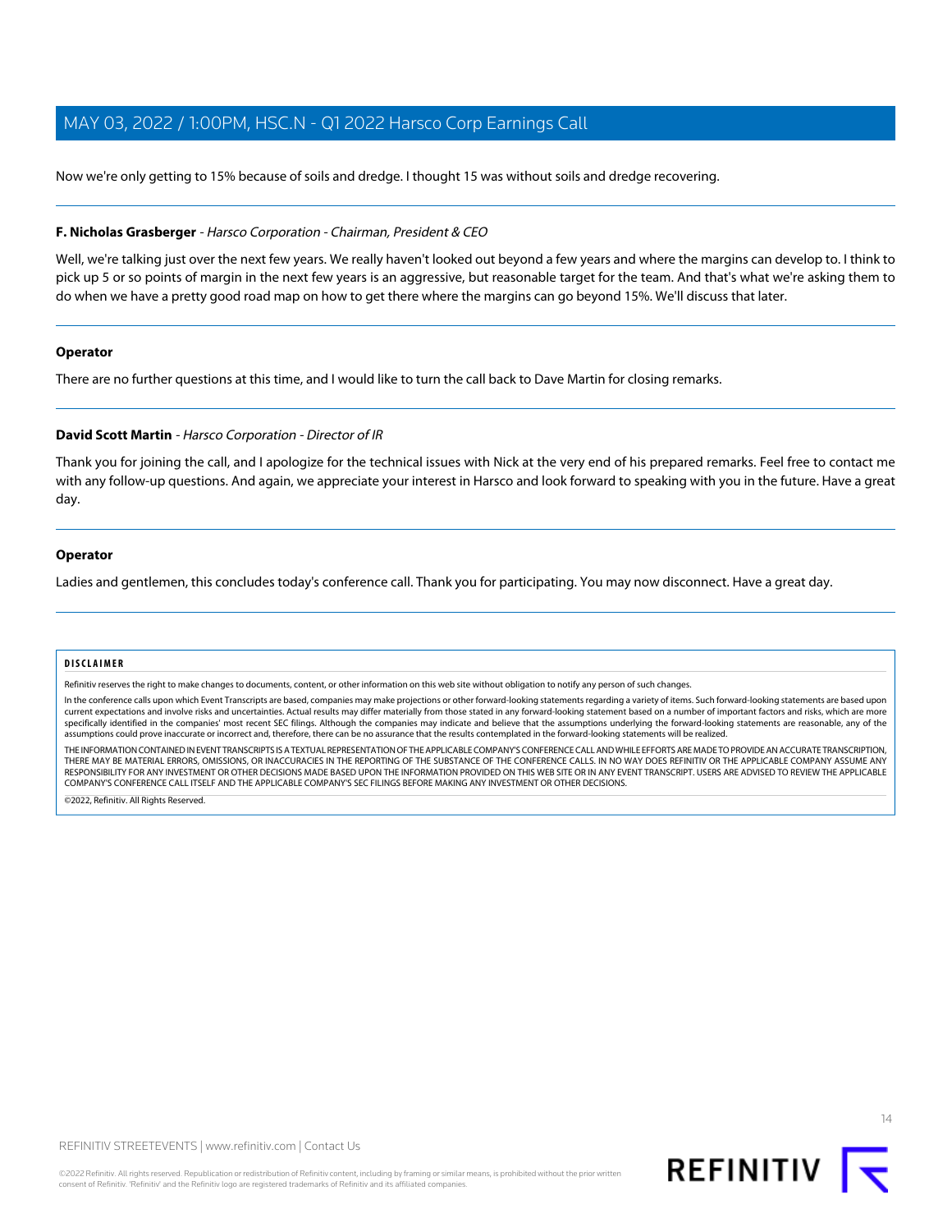Now we're only getting to 15% because of soils and dredge. I thought 15 was without soils and dredge recovering.

---

**F. Nicholas Grasberger** - *Harsco Corporation - Chairman, President & CEO*

Well, we're talking just over the next few years. We really haven't looked out beyond a few years and where the margins can develop to. I think to pick up 5 or so points of margin in the next few years is an aggressive, but reasonable target for the team. And that's what we're asking them to do when we have a pretty good road map on how to get there where the margins can go beyond 15%. We'll discuss that later.

---

**Operator**

There are no further questions at this time, and I would like to turn the call back to Dave Martin for closing remarks.

---

**David Scott Martin** - *Harsco Corporation - Director of IR*

Thank you for joining the call, and I apologize for the technical issues with Nick at the very end of his prepared remarks. Feel free to contact me with any follow-up questions. And again, we appreciate your interest in Harsco and look forward to speaking with you in the future. Have a great day.

---

**Operator**

Ladies and gentlemen, this concludes today's conference call. Thank you for participating. You may now disconnect. Have a great day.

---

**DISCLAIMER**

Refinitiv reserves the right to make changes to documents, content, or other information on this web site without obligation to notify any person of such changes.

In the conference calls upon which Event Transcripts are based, companies may make projections or other forward-looking statements regarding a variety of items. Such forward-looking statements are based upon current expectations and involve risks and uncertainties. Actual results may differ materially from those stated in any forward-looking statement based on a number of important factors and risks, which are more specifically identified in the companies' most recent SEC filings. Although the companies may indicate and believe that the assumptions underlying the forward-looking statements are reasonable, any of the assumptions could prove inaccurate or incorrect and, therefore, there can be no assurance that the results contemplated in the forward-looking statements will be realized.

THE INFORMATION CONTAINED IN EVENT TRANSCRIPTS IS A TEXTUAL REPRESENTATION OF THE APPLICABLE COMPANY'S CONFERENCE CALL AND WHILE EFFORTS ARE MADE TO PROVIDE AN ACCURATE TRANSCRIPTION, THERE MAY BE MATERIAL ERRORS, OMISSIONS, OR INACCURACIES IN THE REPORTING OF THE SUBSTANCE OF THE CONFERENCE CALLS. IN NO WAY DOES REFINITIV OR THE APPLICABLE COMPANY ASSUME ANY RESPONSIBILITY FOR ANY INVESTMENT OR OTHER DECISIONS MADE BASED UPON THE INFORMATION PROVIDED ON THIS WEB SITE OR IN ANY EVENT TRANSCRIPT. USERS ARE ADVISED TO REVIEW THE APPLICABLE COMPANY'S CONFERENCE CALL ITSELF AND THE APPLICABLE COMPANY'S SEC FILINGS BEFORE MAKING ANY INVESTMENT OR OTHER DECISIONS.

©2022, Refinitiv. All Rights Reserved.